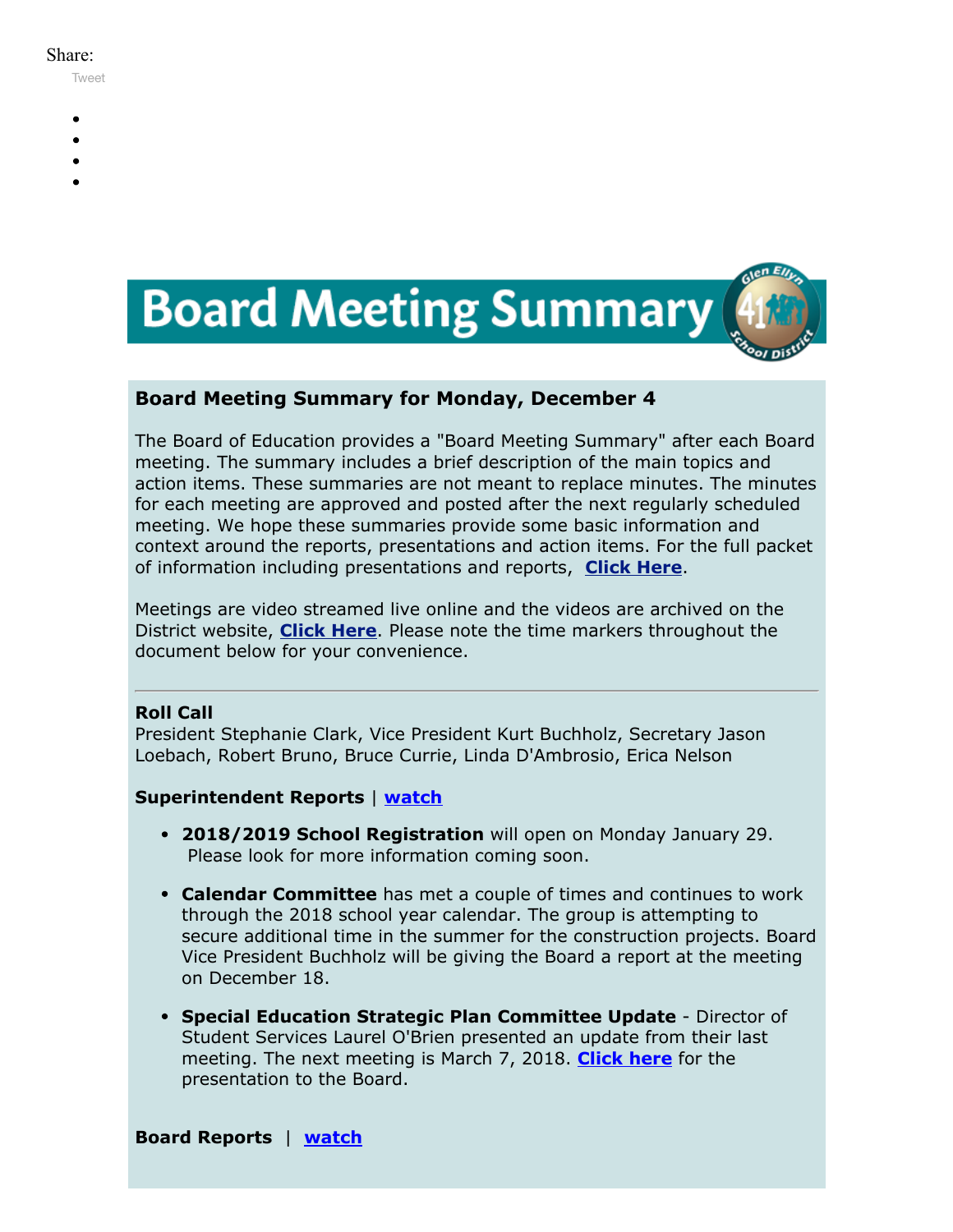Share:

Tweet

# Board Meeting Summary

### Board Meeting Summary for Monday, December 4

The Board of Education provides a "Board Meeting Summary" after each Board meeting. The summary includes a brief description of the main topics and action items. These summaries are not meant to replace minutes. The minutes for each meeting are approved and posted after the next regularly scheduled meeting. We hope these summaries provide some basic information and context around the reports, presentations and action items. For the full packet of information including presentations and reports, **Click Here**.

Meetings are video streamed live online and the videos are archived on the District website, **Click Here**. Please note the time markers throughout the document below for your convenience.

---

**Roll Call**
President Stephanie Clark, Vice President Kurt Buchholz, Secretary Jason Loebach, Robert Bruno, Bruce Currie, Linda D'Ambrosio, Erica Nelson

**Superintendent Reports** | **watch**

- **2018/2019 School Registration** will open on Monday January 29. Please look for more information coming soon.
- **Calendar Committee** has met a couple of times and continues to work through the 2018 school year calendar. The group is attempting to secure additional time in the summer for the construction projects. Board Vice President Buchholz will be giving the Board a report at the meeting on December 18.
- **Special Education Strategic Plan Committee Update** - Director of Student Services Laurel O'Brien presented an update from their last meeting. The next meeting is March 7, 2018. **Click here** for the presentation to the Board.

**Board Reports** | **watch**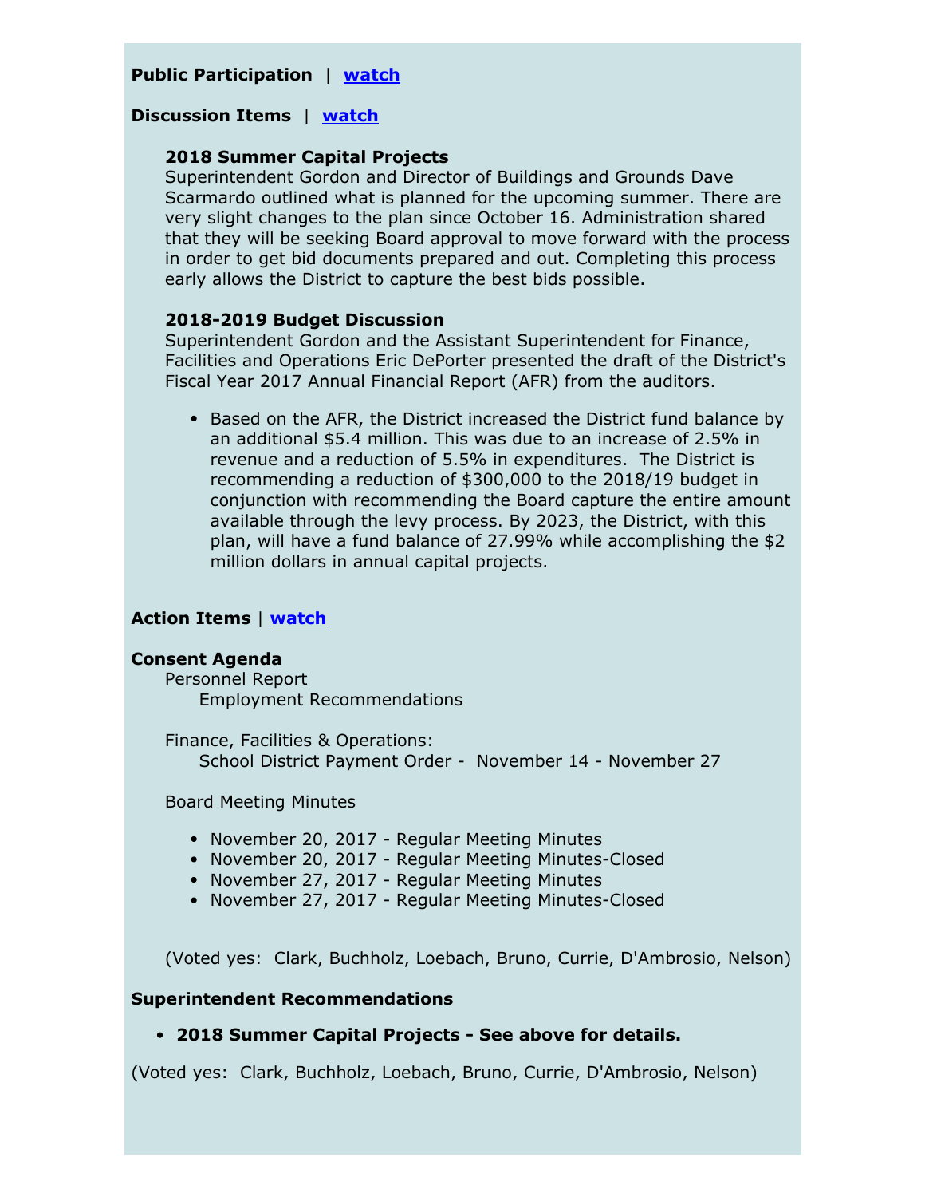**Public Participation** | **watch**

**Discussion Items** | **watch**

**2018 Summer Capital Projects**
Superintendent Gordon and Director of Buildings and Grounds Dave Scarmardo outlined what is planned for the upcoming summer. There are very slight changes to the plan since October 16. Administration shared that they will be seeking Board approval to move forward with the process in order to get bid documents prepared and out. Completing this process early allows the District to capture the best bids possible.

**2018-2019 Budget Discussion**
Superintendent Gordon and the Assistant Superintendent for Finance, Facilities and Operations Eric DePorter presented the draft of the District's Fiscal Year 2017 Annual Financial Report (AFR) from the auditors.

- Based on the AFR, the District increased the District fund balance by an additional $5.4 million. This was due to an increase of 2.5% in revenue and a reduction of 5.5% in expenditures. The District is recommending a reduction of $300,000 to the 2018/19 budget in conjunction with recommending the Board capture the entire amount available through the levy process. By 2023, the District, with this plan, will have a fund balance of 27.99% while accomplishing the $2 million dollars in annual capital projects.

**Action Items** | **watch**

**Consent Agenda**
Personnel Report
Employment Recommendations

Finance, Facilities & Operations:
School District Payment Order - November 14 - November 27

Board Meeting Minutes

- November 20, 2017 - Regular Meeting Minutes
- November 20, 2017 - Regular Meeting Minutes-Closed
- November 27, 2017 - Regular Meeting Minutes
- November 27, 2017 - Regular Meeting Minutes-Closed

(Voted yes: Clark, Buchholz, Loebach, Bruno, Currie, D'Ambrosio, Nelson)

**Superintendent Recommendations**

- **2018 Summer Capital Projects - See above for details.**

(Voted yes: Clark, Buchholz, Loebach, Bruno, Currie, D'Ambrosio, Nelson)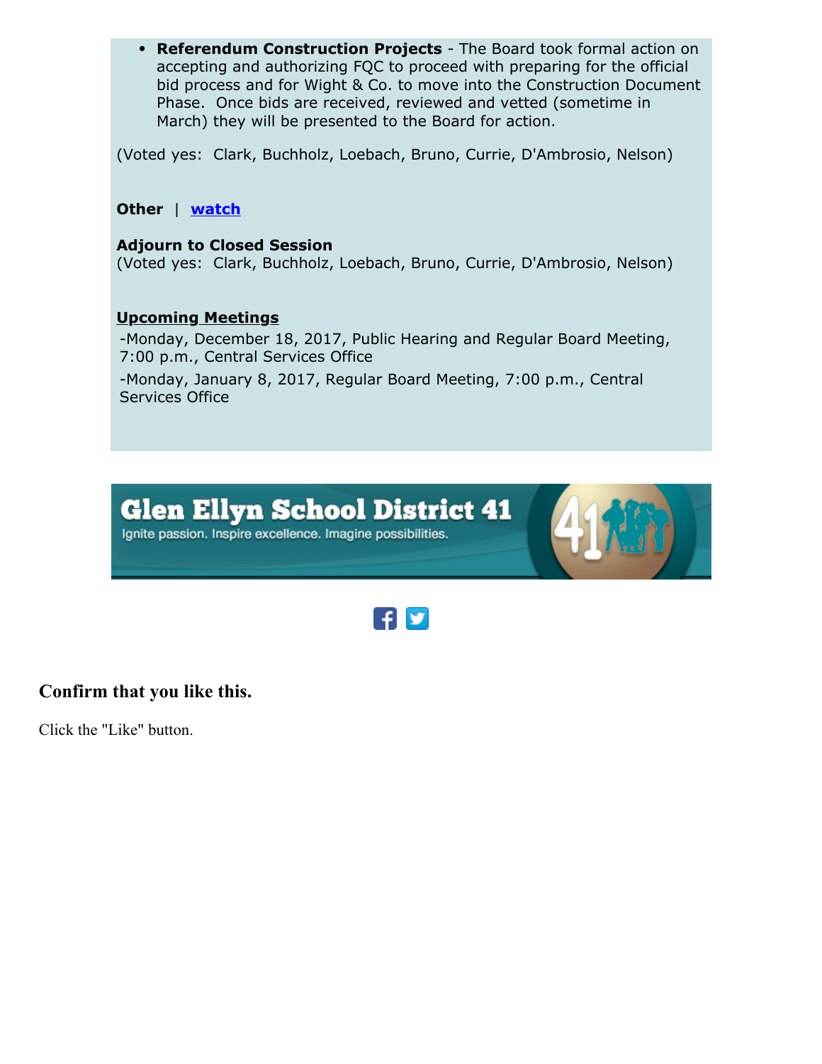- **Referendum Construction Projects** - The Board took formal action on accepting and authorizing FQC to proceed with preparing for the official bid process and for Wight & Co. to move into the Construction Document Phase. Once bids are received, reviewed and vetted (sometime in March) they will be presented to the Board for action.

(Voted yes: Clark, Buchholz, Loebach, Bruno, Currie, D'Ambrosio, Nelson)

**Other** | **watch**

**Adjourn to Closed Session**
(Voted yes: Clark, Buchholz, Loebach, Bruno, Currie, D'Ambrosio, Nelson)

**Upcoming Meetings**

-Monday, December 18, 2017, Public Hearing and Regular Board Meeting, 7:00 p.m., Central Services Office

-Monday, January 8, 2017, Regular Board Meeting, 7:00 p.m., Central Services Office

Glen Ellyn School District 41

Ignite passion. Inspire excellence. Imagine possibilities.

## Confirm that you like this.

Click the "Like" button.